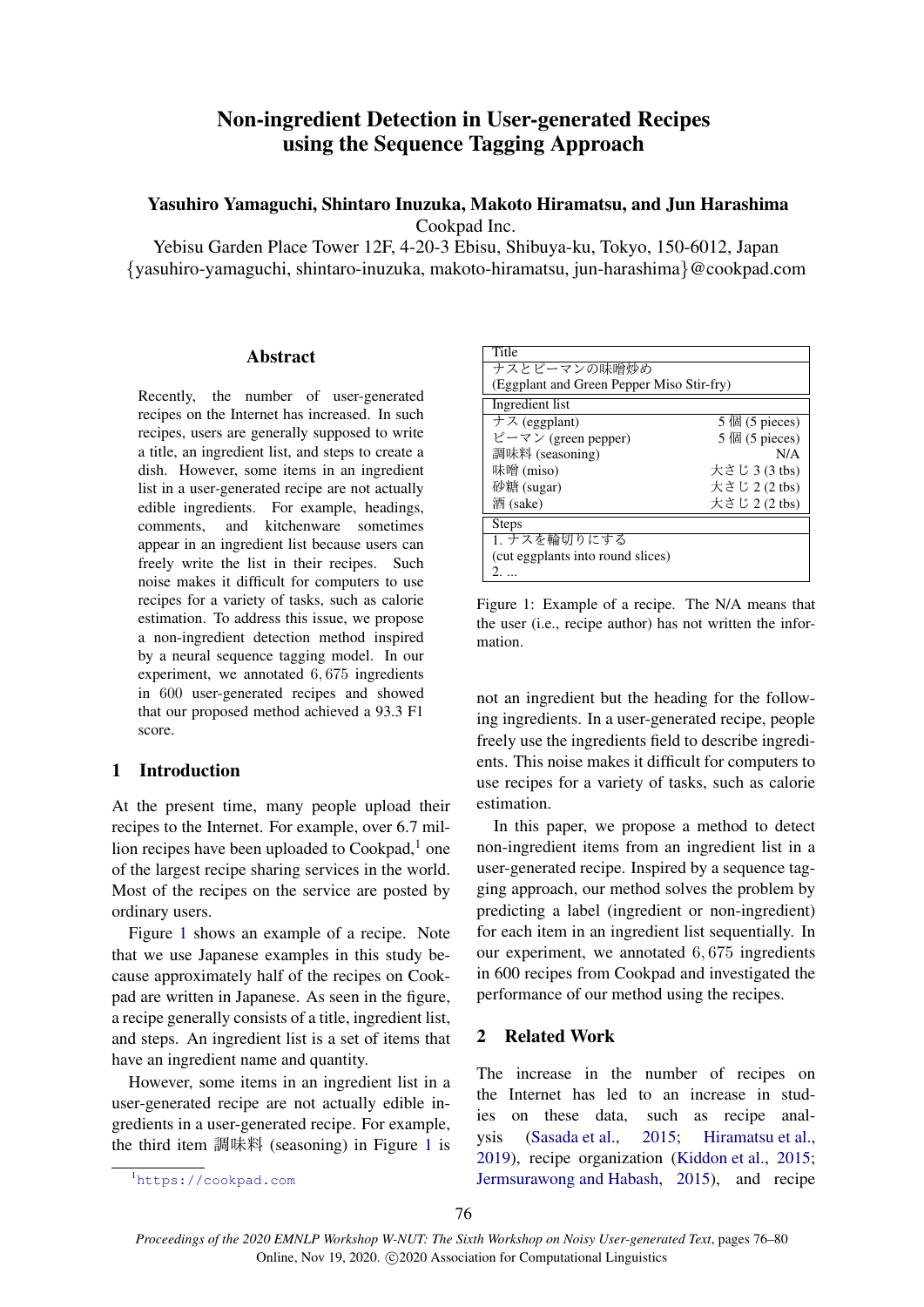# Non-ingredient Detection in User-generated Recipes using the Sequence Tagging Approach

**Yasuhiro Yamaguchi, Shintaro Inuzuka, Makoto Hiramatsu, and Jun Harashima**
Cookpad Inc.
Yebisu Garden Place Tower 12F, 4-20-3 Ebisu, Shibuya-ku, Tokyo, 150-6012, Japan
{yasuhiro-yamaguchi, shintaro-inuzuka, makoto-hiramatsu, jun-harashima}@cookpad.com

## Abstract

Recently, the number of user-generated recipes on the Internet has increased. In such recipes, users are generally supposed to write a title, an ingredient list, and steps to create a dish. However, some items in an ingredient list in a user-generated recipe are not actually edible ingredients. For example, headings, comments, and kitchenware sometimes appear in an ingredient list because users can freely write the list in their recipes. Such noise makes it difficult for computers to use recipes for a variety of tasks, such as calorie estimation. To address this issue, we propose a non-ingredient detection method inspired by a neural sequence tagging model. In our experiment, we annotated $6,675$ ingredients in $600$ user-generated recipes and showed that our proposed method achieved a 93.3 F1 score.

## 1 Introduction

At the present time, many people upload their recipes to the Internet. For example, over 6.7 million recipes have been uploaded to Cookpad,[1] one of the largest recipe sharing services in the world. Most of the recipes on the service are posted by ordinary users.

Figure 1 shows an example of a recipe. Note that we use Japanese examples in this study because approximately half of the recipes on Cookpad are written in Japanese. As seen in the figure, a recipe generally consists of a title, ingredient list, and steps. An ingredient list is a set of items that have an ingredient name and quantity.

However, some items in an ingredient list in a user-generated recipe are not actually edible ingredients in a user-generated recipe. For example, the third item 調味料 (seasoning) in Figure 1 is not an ingredient but the heading for the following ingredients. In a user-generated recipe, people freely use the ingredients field to describe ingredients. This noise makes it difficult for computers to use recipes for a variety of tasks, such as calorie estimation.

| Title | |
|---|---|
| ナスとピーマンの味噌炒め (Eggplant and Green Pepper Miso Stir-fry) | |
| **Ingredient list** | |
| ナス (eggplant) | 5 個 (5 pieces) |
| ピーマン (green pepper) | 5 個 (5 pieces) |
| 調味料 (seasoning) | N/A |
| 味噌 (miso) | 大さじ 3 (3 tbs) |
| 砂糖 (sugar) | 大さじ 2 (2 tbs) |
| 酒 (sake) | 大さじ 2 (2 tbs) |
| **Steps** | |
| 1. ナスを輪切りにする (cut eggplants into round slices) | |
| 2. ... | |

Figure 1: Example of a recipe. The N/A means that the user (i.e., recipe author) has not written the information.

In this paper, we propose a method to detect non-ingredient items from an ingredient list in a user-generated recipe. Inspired by a sequence tagging approach, our method solves the problem by predicting a label (ingredient or non-ingredient) for each item in an ingredient list sequentially. In our experiment, we annotated $6,675$ ingredients in 600 recipes from Cookpad and investigated the performance of our method using the recipes.

## 2 Related Work

The increase in the number of recipes on the Internet has led to an increase in studies on these data, such as recipe analysis (Sasada et al., 2015; Hiramatsu et al., 2019), recipe organization (Kiddon et al., 2015; Jermsurawong and Habash, 2015), and recipe

[1] https://cookpad.com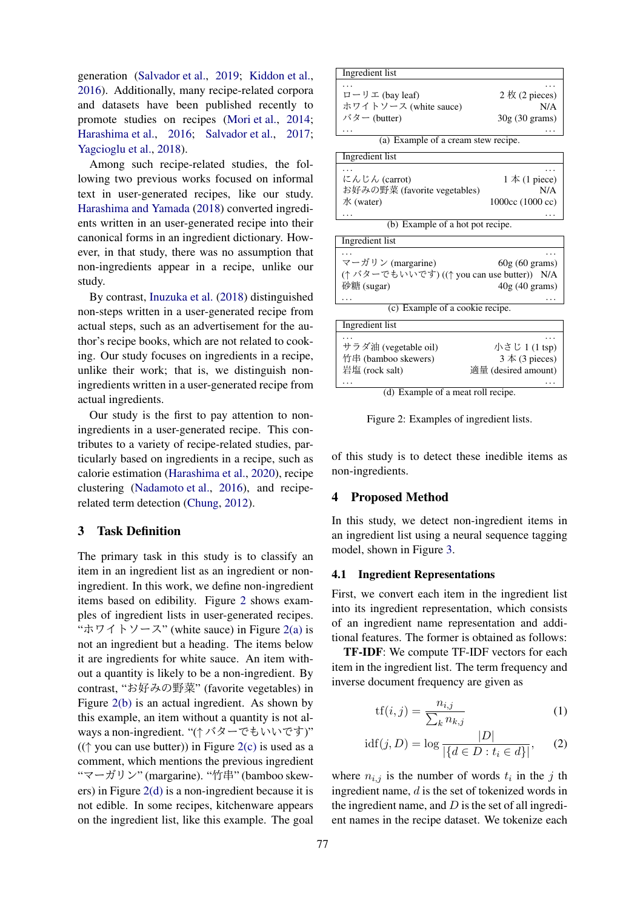generation (Salvador et al., 2019; Kiddon et al., 2016). Additionally, many recipe-related corpora and datasets have been published recently to promote studies on recipes (Mori et al., 2014; Harashima et al., 2016; Salvador et al., 2017; Yagcioglu et al., 2018).

Among such recipe-related studies, the following two previous works focused on informal text in user-generated recipes, like our study. Harashima and Yamada (2018) converted ingredients written in an user-generated recipe into their canonical forms in an ingredient dictionary. However, in that study, there was no assumption that non-ingredients appear in a recipe, unlike our study.

By contrast, Inuzuka et al. (2018) distinguished non-steps written in a user-generated recipe from actual steps, such as an advertisement for the author's recipe books, which are not related to cooking. Our study focuses on ingredients in a recipe, unlike their work; that is, we distinguish non-ingredients written in a user-generated recipe from actual ingredients.

Our study is the first to pay attention to non-ingredients in a user-generated recipe. This contributes to a variety of recipe-related studies, particularly based on ingredients in a recipe, such as calorie estimation (Harashima et al., 2020), recipe clustering (Nadamoto et al., 2016), and recipe-related term detection (Chung, 2012).

## 3 Task Definition

The primary task in this study is to classify an item in an ingredient list as an ingredient or non-ingredient. In this work, we define non-ingredient items based on edibility. Figure 2 shows examples of ingredient lists in user-generated recipes. "ホワイトソース" (white sauce) in Figure 2(a) is not an ingredient but a heading. The items below it are ingredients for white sauce. An item without a quantity is likely to be a non-ingredient. By contrast, "お好みの野菜" (favorite vegetables) in Figure 2(b) is an actual ingredient. As shown by this example, an item without a quantity is not always a non-ingredient. "(↑バターでもいいです)" ((↑ you can use butter)) in Figure 2(c) is used as a comment, which mentions the previous ingredient "マーガリン" (margarine). "竹串" (bamboo skewers) in Figure 2(d) is a non-ingredient because it is not edible. In some recipes, kitchenware appears on the ingredient list, like this example. The goal of this study is to detect these inedible items as non-ingredients.

| Ingredient list | |
|---|---|
| ... | ... |
| ローリエ (bay leaf) | 2 枚 (2 pieces) |
| ホワイトソース (white sauce) | N/A |
| バター (butter) | 30g (30 grams) |
| ... | ... |

(a) Example of a cream stew recipe.

| Ingredient list | |
|---|---|
| ... | ... |
| にんじん (carrot) | 1 本 (1 piece) |
| お好みの野菜 (favorite vegetables) | N/A |
| 水 (water) | 1000cc (1000 cc) |
| ... | ... |

(b) Example of a hot pot recipe.

| Ingredient list | |
|---|---|
| ... | ... |
| マーガリン (margarine) | 60g (60 grams) |
| (↑バターでもいいです) ((↑ you can use butter)) | N/A |
| 砂糖 (sugar) | 40g (40 grams) |
| ... | ... |

(c) Example of a cookie recipe.

| Ingredient list | |
|---|---|
| ... | ... |
| サラダ油 (vegetable oil) | 小さじ 1 (1 tsp) |
| 竹串 (bamboo skewers) | 3 本 (3 pieces) |
| 岩塩 (rock salt) | 適量 (desired amount) |
| ... | ... |

(d) Example of a meat roll recipe.

Figure 2: Examples of ingredient lists.

## 4 Proposed Method

In this study, we detect non-ingredient items in an ingredient list using a neural sequence tagging model, shown in Figure 3.

### 4.1 Ingredient Representations

First, we convert each item in the ingredient list into its ingredient representation, which consists of an ingredient name representation and additional features. The former is obtained as follows:

**TF-IDF**: We compute TF-IDF vectors for each item in the ingredient list. The term frequency and inverse document frequency are given as

$$\mathrm{tf}(i,j) = \frac{n_{i,j}}{\sum_k n_{k,j}} \tag{1}$$

$$\mathrm{idf}(j,D) = \log \frac{|D|}{|\{d \in D : t_i \in d\}|}, \tag{2}$$

where $n_{i,j}$ is the number of words $t_i$ in the $j$ th ingredient name, $d$ is the set of tokenized words in the ingredient name, and $D$ is the set of all ingredient names in the recipe dataset. We tokenize each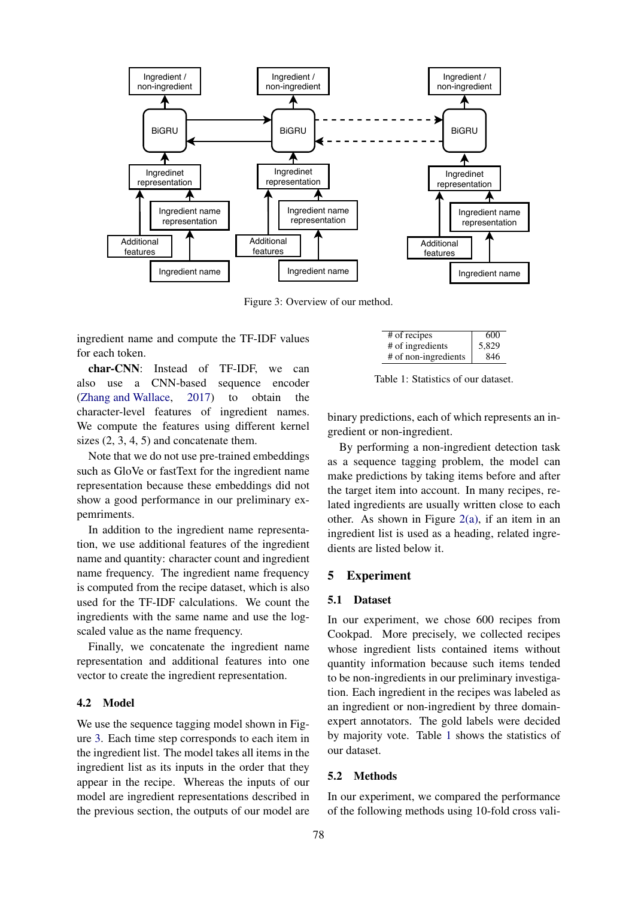Figure 3: Overview of our method.

ingredient name and compute the TF-IDF values for each token.

**char-CNN**: Instead of TF-IDF, we can also use a CNN-based sequence encoder (Zhang and Wallace, 2017) to obtain the character-level features of ingredient names. We compute the features using different kernel sizes (2, 3, 4, 5) and concatenate them.

Note that we do not use pre-trained embeddings such as GloVe or fastText for the ingredient name representation because these embeddings did not show a good performance in our preliminary expemriments.

In addition to the ingredient name representation, we use additional features of the ingredient name and quantity: character count and ingredient name frequency. The ingredient name frequency is computed from the recipe dataset, which is also used for the TF-IDF calculations. We count the ingredients with the same name and use the log-scaled value as the name frequency.

Finally, we concatenate the ingredient name representation and additional features into one vector to create the ingredient representation.

### 4.2 Model

We use the sequence tagging model shown in Figure 3. Each time step corresponds to each item in the ingredient list. The model takes all items in the ingredient list as its inputs in the order that they appear in the recipe. Whereas the inputs of our model are ingredient representations described in the previous section, the outputs of our model are binary predictions, each of which represents an ingredient or non-ingredient.

By performing a non-ingredient detection task as a sequence tagging problem, the model can make predictions by taking items before and after the target item into account. In many recipes, related ingredients are usually written close to each other. As shown in Figure 2(a), if an item in an ingredient list is used as a heading, related ingredients are listed below it.

| | |
|---|---|
| # of recipes | 600 |
| # of ingredients | 5,829 |
| # of non-ingredients | 846 |

Table 1: Statistics of our dataset.

## 5 Experiment

### 5.1 Dataset

In our experiment, we chose 600 recipes from Cookpad. More precisely, we collected recipes whose ingredient lists contained items without quantity information because such items tended to be non-ingredients in our preliminary investigation. Each ingredient in the recipes was labeled as an ingredient or non-ingredient by three domain-expert annotators. The gold labels were decided by majority vote. Table 1 shows the statistics of our dataset.

### 5.2 Methods

In our experiment, we compared the performance of the following methods using 10-fold cross vali-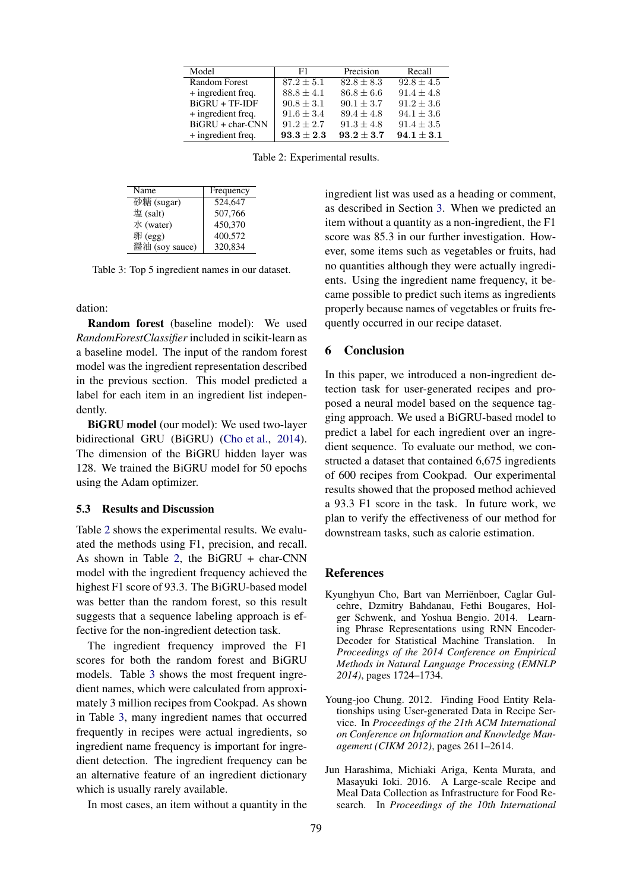| Model | F1 | Precision | Recall |
|---|---|---|---|
| Random Forest | $87.2 \pm 5.1$ | $82.8 \pm 8.3$ | $92.8 \pm 4.5$ |
| + ingredient freq. | $88.8 \pm 4.1$ | $86.8 \pm 6.6$ | $91.4 \pm 4.8$ |
| BiGRU + TF-IDF | $90.8 \pm 3.1$ | $90.1 \pm 3.7$ | $91.2 \pm 3.6$ |
| + ingredient freq. | $91.6 \pm 3.4$ | $89.4 \pm 4.8$ | $94.1 \pm 3.6$ |
| BiGRU + char-CNN | $91.2 \pm 2.7$ | $91.3 \pm 4.8$ | $91.4 \pm 3.5$ |
| + ingredient freq. | $\mathbf{93.3 \pm 2.3}$ | $\mathbf{93.2 \pm 3.7}$ | $\mathbf{94.1 \pm 3.1}$ |

Table 2: Experimental results.

| Name | Frequency |
|---|---|
| 砂糖 (sugar) | 524,647 |
| 塩 (salt) | 507,766 |
| 水 (water) | 450,370 |
| 卵 (egg) | 400,572 |
| 醤油 (soy sauce) | 320,834 |

Table 3: Top 5 ingredient names in our dataset.

dation:

**Random forest** (baseline model): We used *RandomForestClassifier* included in scikit-learn as a baseline model. The input of the random forest model was the ingredient representation described in the previous section. This model predicted a label for each item in an ingredient list independently.

**BiGRU model** (our model): We used two-layer bidirectional GRU (BiGRU) (Cho et al., 2014). The dimension of the BiGRU hidden layer was 128. We trained the BiGRU model for 50 epochs using the Adam optimizer.

### 5.3 Results and Discussion

Table 2 shows the experimental results. We evaluated the methods using F1, precision, and recall. As shown in Table 2, the BiGRU + char-CNN model with the ingredient frequency achieved the highest F1 score of 93.3. The BiGRU-based model was better than the random forest, so this result suggests that a sequence labeling approach is effective for the non-ingredient detection task.

The ingredient frequency improved the F1 scores for both the random forest and BiGRU models. Table 3 shows the most frequent ingredient names, which were calculated from approximately 3 million recipes from Cookpad. As shown in Table 3, many ingredient names that occurred frequently in recipes were actual ingredients, so ingredient name frequency is important for ingredient detection. The ingredient frequency can be an alternative feature of an ingredient dictionary which is usually rarely available.

In most cases, an item without a quantity in the ingredient list was used as a heading or comment, as described in Section 3. When we predicted an item without a quantity as a non-ingredient, the F1 score was 85.3 in our further investigation. However, some items such as vegetables or fruits, had no quantities although they were actually ingredients. Using the ingredient name frequency, it became possible to predict such items as ingredients properly because names of vegetables or fruits frequently occurred in our recipe dataset.

## 6 Conclusion

In this paper, we introduced a non-ingredient detection task for user-generated recipes and proposed a neural model based on the sequence tagging approach. We used a BiGRU-based model to predict a label for each ingredient over an ingredient sequence. To evaluate our method, we constructed a dataset that contained 6,675 ingredients of 600 recipes from Cookpad. Our experimental results showed that the proposed method achieved a 93.3 F1 score in the task. In future work, we plan to verify the effectiveness of our method for downstream tasks, such as calorie estimation.

## References

Kyunghyun Cho, Bart van Merriënboer, Caglar Gulcehre, Dzmitry Bahdanau, Fethi Bougares, Holger Schwenk, and Yoshua Bengio. 2014. Learning Phrase Representations using RNN Encoder-Decoder for Statistical Machine Translation. In *Proceedings of the 2014 Conference on Empirical Methods in Natural Language Processing (EMNLP 2014)*, pages 1724–1734.

Young-joo Chung. 2012. Finding Food Entity Relationships using User-generated Data in Recipe Service. In *Proceedings of the 21th ACM International on Conference on Information and Knowledge Management (CIKM 2012)*, pages 2611–2614.

Jun Harashima, Michiaki Ariga, Kenta Murata, and Masayuki Ioki. 2016. A Large-scale Recipe and Meal Data Collection as Infrastructure for Food Research. In *Proceedings of the 10th International*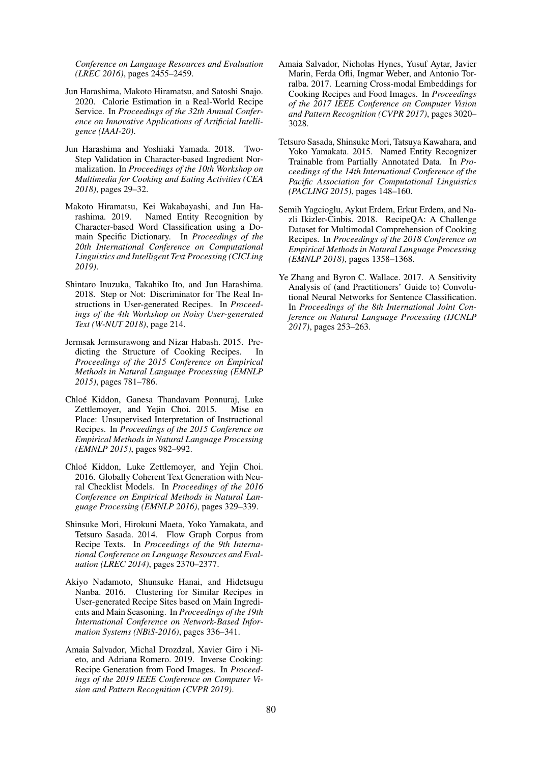*Conference on Language Resources and Evaluation (LREC 2016)*, pages 2455–2459.

Jun Harashima, Makoto Hiramatsu, and Satoshi Snajo. 2020. Calorie Estimation in a Real-World Recipe Service. In *Proceedings of the 32th Annual Conference on Innovative Applications of Artificial Intelligence (IAAI-20)*.

Jun Harashima and Yoshiaki Yamada. 2018. Two-Step Validation in Character-based Ingredient Normalization. In *Proceedings of the 10th Workshop on Multimedia for Cooking and Eating Activities (CEA 2018)*, pages 29–32.

Makoto Hiramatsu, Kei Wakabayashi, and Jun Harashima. 2019. Named Entity Recognition by Character-based Word Classification using a Domain Specific Dictionary. In *Proceedings of the 20th International Conference on Computational Linguistics and Intelligent Text Processing (CICLing 2019)*.

Shintaro Inuzuka, Takahiko Ito, and Jun Harashima. 2018. Step or Not: Discriminator for The Real Instructions in User-generated Recipes. In *Proceedings of the 4th Workshop on Noisy User-generated Text (W-NUT 2018)*, page 214.

Jermsak Jermsurawong and Nizar Habash. 2015. Predicting the Structure of Cooking Recipes. In *Proceedings of the 2015 Conference on Empirical Methods in Natural Language Processing (EMNLP 2015)*, pages 781–786.

Chloé Kiddon, Ganesa Thandavam Ponnuraj, Luke Zettlemoyer, and Yejin Choi. 2015. Mise en Place: Unsupervised Interpretation of Instructional Recipes. In *Proceedings of the 2015 Conference on Empirical Methods in Natural Language Processing (EMNLP 2015)*, pages 982–992.

Chloé Kiddon, Luke Zettlemoyer, and Yejin Choi. 2016. Globally Coherent Text Generation with Neural Checklist Models. In *Proceedings of the 2016 Conference on Empirical Methods in Natural Language Processing (EMNLP 2016)*, pages 329–339.

Shinsuke Mori, Hirokuni Maeta, Yoko Yamakata, and Tetsuro Sasada. 2014. Flow Graph Corpus from Recipe Texts. In *Proceedings of the 9th International Conference on Language Resources and Evaluation (LREC 2014)*, pages 2370–2377.

Akiyo Nadamoto, Shunsuke Hanai, and Hidetsugu Nanba. 2016. Clustering for Similar Recipes in User-generated Recipe Sites based on Main Ingredients and Main Seasoning. In *Proceedings of the 19th International Conference on Network-Based Information Systems (NBiS-2016)*, pages 336–341.

Amaia Salvador, Michal Drozdzal, Xavier Giro i Nieto, and Adriana Romero. 2019. Inverse Cooking: Recipe Generation from Food Images. In *Proceedings of the 2019 IEEE Conference on Computer Vision and Pattern Recognition (CVPR 2019)*.

Amaia Salvador, Nicholas Hynes, Yusuf Aytar, Javier Marin, Ferda Ofli, Ingmar Weber, and Antonio Torralba. 2017. Learning Cross-modal Embeddings for Cooking Recipes and Food Images. In *Proceedings of the 2017 IEEE Conference on Computer Vision and Pattern Recognition (CVPR 2017)*, pages 3020–3028.

Tetsuro Sasada, Shinsuke Mori, Tatsuya Kawahara, and Yoko Yamakata. 2015. Named Entity Recognizer Trainable from Partially Annotated Data. In *Proceedings of the 14th International Conference of the Pacific Association for Computational Linguistics (PACLING 2015)*, pages 148–160.

Semih Yagcioglu, Aykut Erdem, Erkut Erdem, and Nazli Ikizler-Cinbis. 2018. RecipeQA: A Challenge Dataset for Multimodal Comprehension of Cooking Recipes. In *Proceedings of the 2018 Conference on Empirical Methods in Natural Language Processing (EMNLP 2018)*, pages 1358–1368.

Ye Zhang and Byron C. Wallace. 2017. A Sensitivity Analysis of (and Practitioners' Guide to) Convolutional Neural Networks for Sentence Classification. In *Proceedings of the 8th International Joint Conference on Natural Language Processing (IJCNLP 2017)*, pages 253–263.